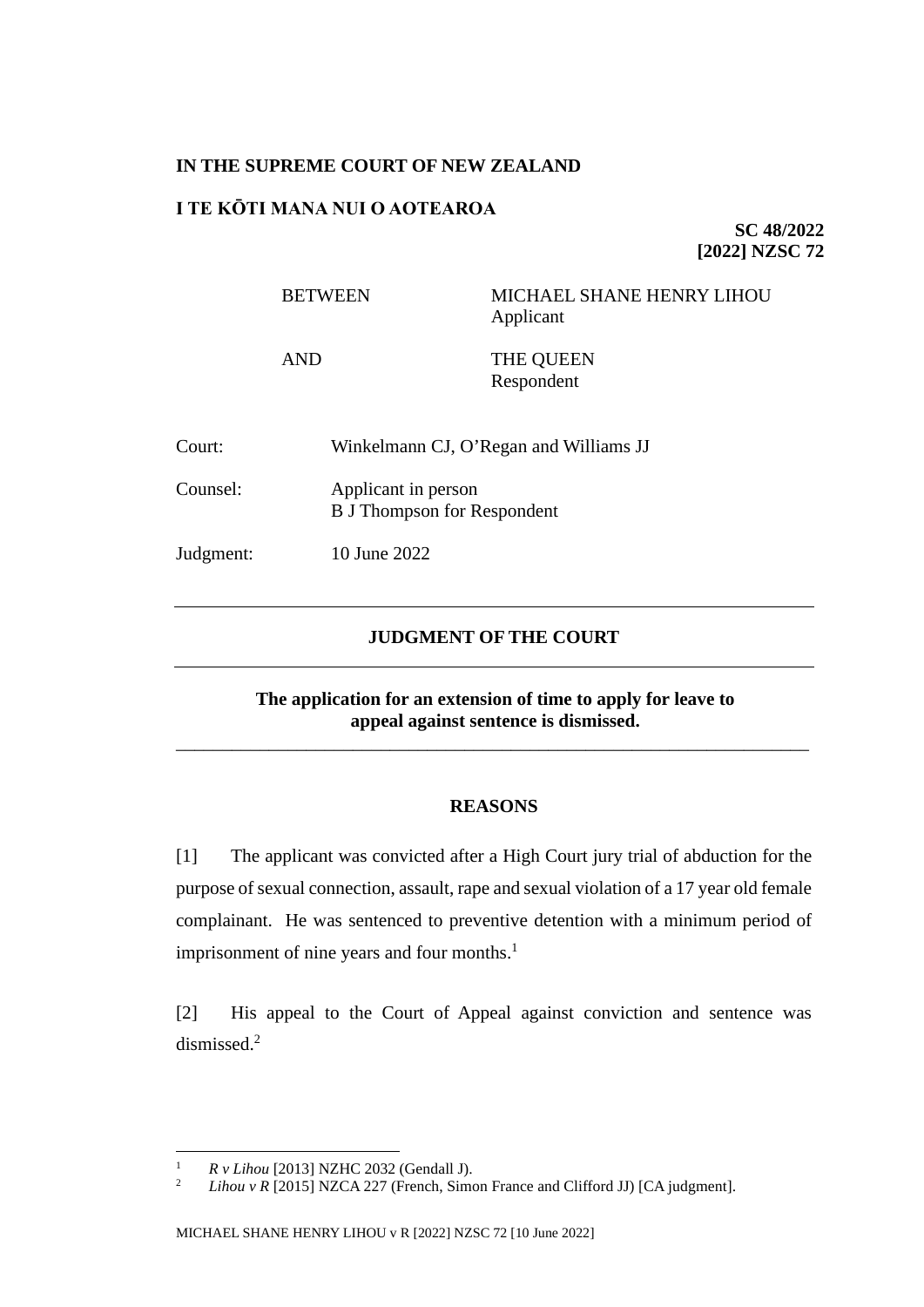**IN THE SUPREME COURT OF NEW ZEALAND**

**I TE KŌTI MANA NUI O AOTEAROA**

**SC 48/2022**
**[2022] NZSC 72**

| | |
|---|---|
| BETWEEN | MICHAEL SHANE HENRY LIHOU<br>Applicant |
| AND | THE QUEEN<br>Respondent |

| | |
|---|---|
| Court: | Winkelmann CJ, O'Regan and Williams JJ |
| Counsel: | Applicant in person<br>B J Thompson for Respondent |
| Judgment: | 10 June 2022 |

---

## JUDGMENT OF THE COURT

---

**The application for an extension of time to apply for leave to appeal against sentence is dismissed.**

---

## REASONS

[1] The applicant was convicted after a High Court jury trial of abduction for the purpose of sexual connection, assault, rape and sexual violation of a 17 year old female complainant. He was sentenced to preventive detention with a minimum period of imprisonment of nine years and four months.[1]

[2] His appeal to the Court of Appeal against conviction and sentence was dismissed.[2]

---

[1] *R v Lihou* [2013] NZHC 2032 (Gendall J).

[2] *Lihou v R* [2015] NZCA 227 (French, Simon France and Clifford JJ) [CA judgment].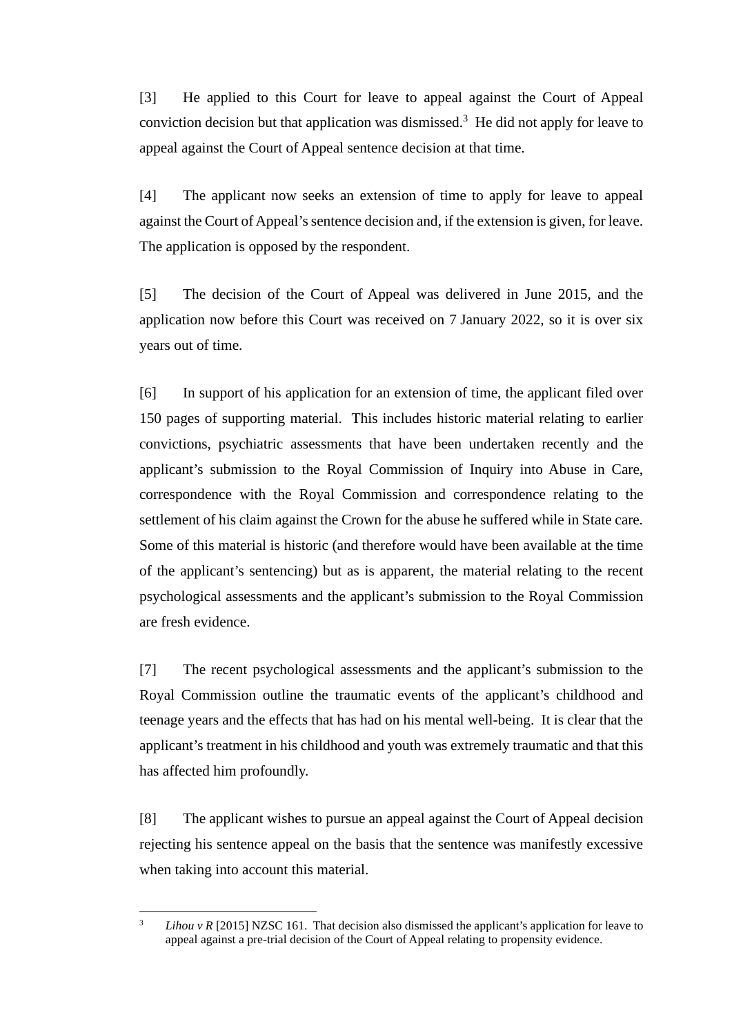[3] He applied to this Court for leave to appeal against the Court of Appeal conviction decision but that application was dismissed.[3] He did not apply for leave to appeal against the Court of Appeal sentence decision at that time.

[4] The applicant now seeks an extension of time to apply for leave to appeal against the Court of Appeal's sentence decision and, if the extension is given, for leave. The application is opposed by the respondent.

[5] The decision of the Court of Appeal was delivered in June 2015, and the application now before this Court was received on 7 January 2022, so it is over six years out of time.

[6] In support of his application for an extension of time, the applicant filed over 150 pages of supporting material. This includes historic material relating to earlier convictions, psychiatric assessments that have been undertaken recently and the applicant's submission to the Royal Commission of Inquiry into Abuse in Care, correspondence with the Royal Commission and correspondence relating to the settlement of his claim against the Crown for the abuse he suffered while in State care. Some of this material is historic (and therefore would have been available at the time of the applicant's sentencing) but as is apparent, the material relating to the recent psychological assessments and the applicant's submission to the Royal Commission are fresh evidence.

[7] The recent psychological assessments and the applicant's submission to the Royal Commission outline the traumatic events of the applicant's childhood and teenage years and the effects that has had on his mental well-being. It is clear that the applicant's treatment in his childhood and youth was extremely traumatic and that this has affected him profoundly.

[8] The applicant wishes to pursue an appeal against the Court of Appeal decision rejecting his sentence appeal on the basis that the sentence was manifestly excessive when taking into account this material.

---

[3] *Lihou v R* [2015] NZSC 161. That decision also dismissed the applicant's application for leave to appeal against a pre-trial decision of the Court of Appeal relating to propensity evidence.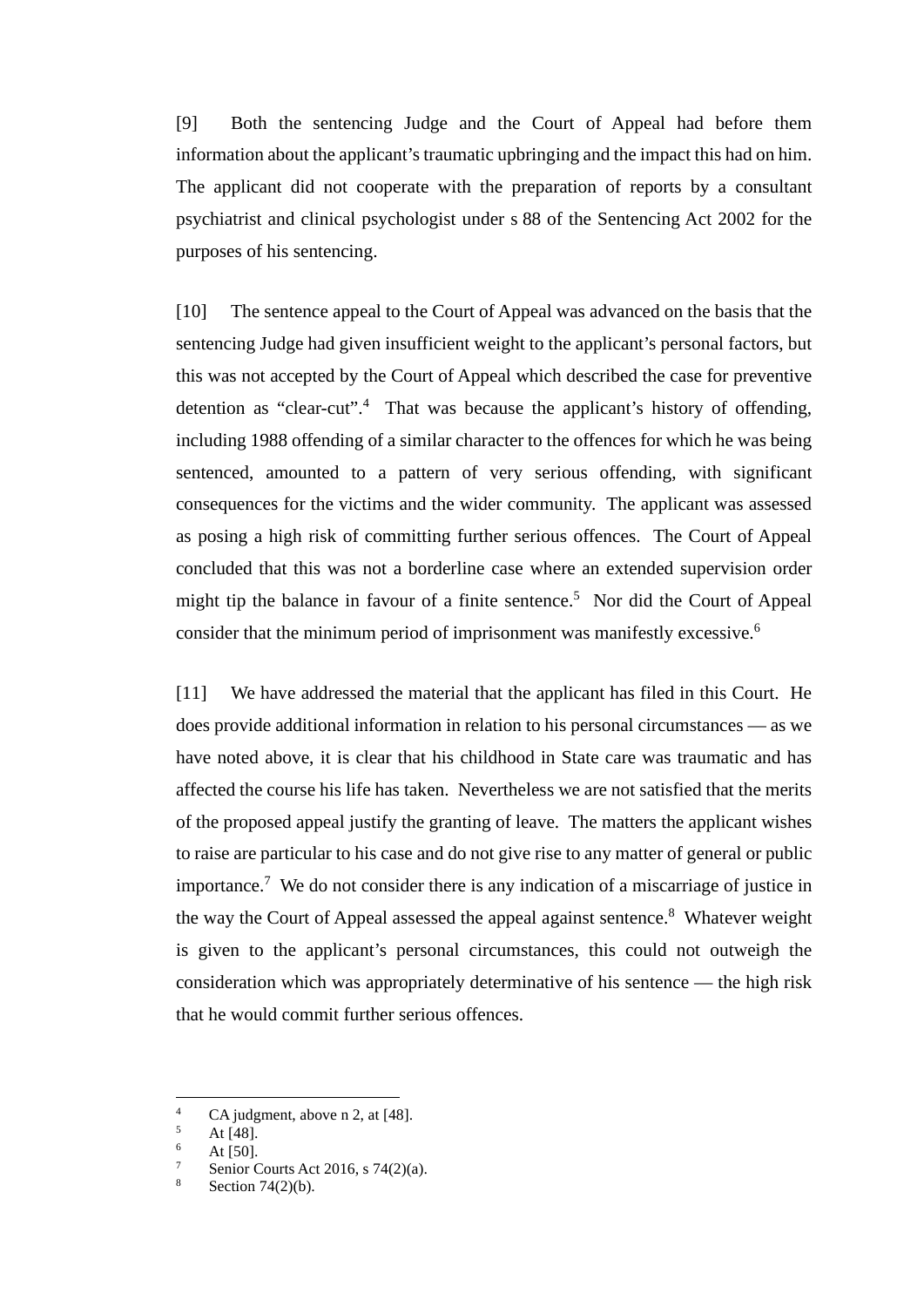[9] Both the sentencing Judge and the Court of Appeal had before them information about the applicant's traumatic upbringing and the impact this had on him. The applicant did not cooperate with the preparation of reports by a consultant psychiatrist and clinical psychologist under s 88 of the Sentencing Act 2002 for the purposes of his sentencing.

[10] The sentence appeal to the Court of Appeal was advanced on the basis that the sentencing Judge had given insufficient weight to the applicant's personal factors, but this was not accepted by the Court of Appeal which described the case for preventive detention as "clear-cut".[4] That was because the applicant's history of offending, including 1988 offending of a similar character to the offences for which he was being sentenced, amounted to a pattern of very serious offending, with significant consequences for the victims and the wider community. The applicant was assessed as posing a high risk of committing further serious offences. The Court of Appeal concluded that this was not a borderline case where an extended supervision order might tip the balance in favour of a finite sentence.[5] Nor did the Court of Appeal consider that the minimum period of imprisonment was manifestly excessive.[6]

[11] We have addressed the material that the applicant has filed in this Court. He does provide additional information in relation to his personal circumstances — as we have noted above, it is clear that his childhood in State care was traumatic and has affected the course his life has taken. Nevertheless we are not satisfied that the merits of the proposed appeal justify the granting of leave. The matters the applicant wishes to raise are particular to his case and do not give rise to any matter of general or public importance.[7] We do not consider there is any indication of a miscarriage of justice in the way the Court of Appeal assessed the appeal against sentence.[8] Whatever weight is given to the applicant's personal circumstances, this could not outweigh the consideration which was appropriately determinative of his sentence — the high risk that he would commit further serious offences.

---

[4] CA judgment, above n 2, at [48].
[5] At [48].
[6] At [50].
[7] Senior Courts Act 2016, s 74(2)(a).
[8] Section 74(2)(b).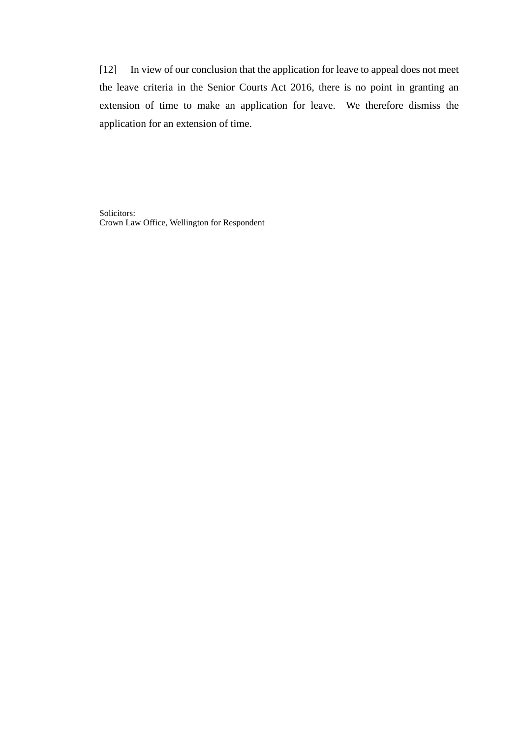[12] In view of our conclusion that the application for leave to appeal does not meet the leave criteria in the Senior Courts Act 2016, there is no point in granting an extension of time to make an application for leave. We therefore dismiss the application for an extension of time.

Solicitors:
Crown Law Office, Wellington for Respondent